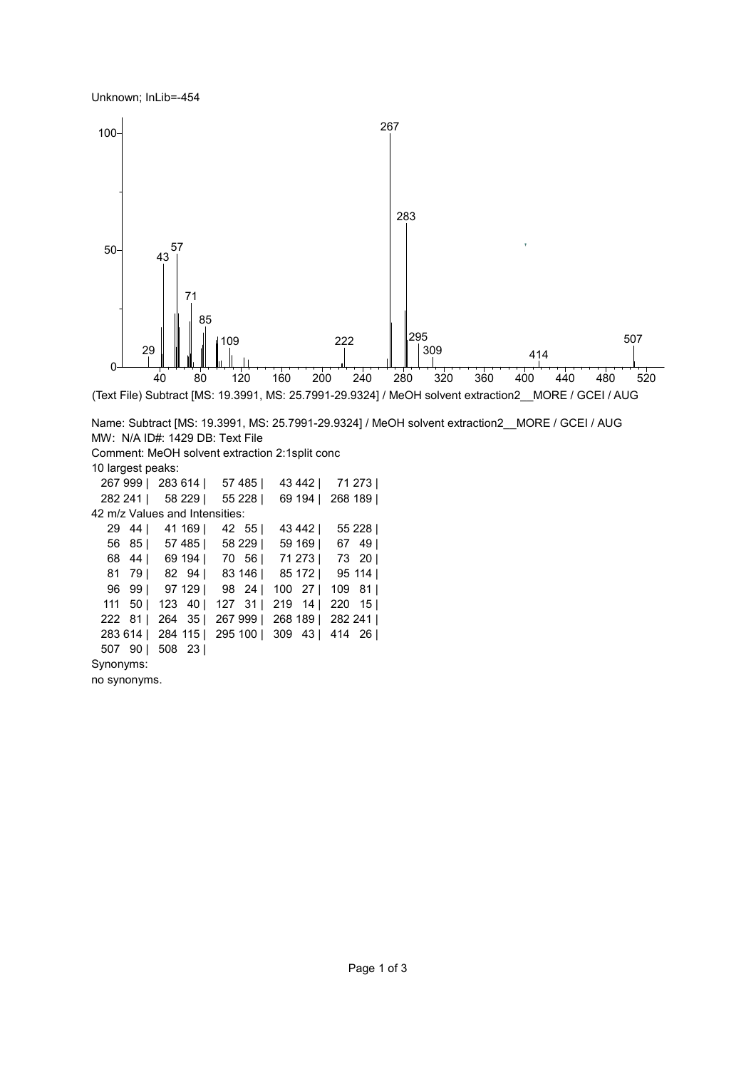Unknown; InLib=-454

(Text File) Subtract [MS: 19.3991, MS: 25.7991-29.9324] / MeOH solvent extraction2__MORE / GCEI / AUG

Name: Subtract [MS: 19.3991, MS: 25.7991-29.9324] / MeOH solvent extraction2__MORE / GCEI / AUG
MW: N/A ID#: 1429 DB: Text File
Comment: MeOH solvent extraction 2:1split conc
10 largest peaks:

| | | | | |
|---|---|---|---|---|
| 267 999 | 283 614 | 57 485 | 43 442 | 71 273 |
| 282 241 | 58 229 | 55 228 | 69 194 | 268 189 |

42 m/z Values and Intensities:

| | | | | |
|---|---|---|---|---|
| 29 44 | 41 169 | 42 55 | 43 442 | 55 228 |
| 56 85 | 57 485 | 58 229 | 59 169 | 67 49 |
| 68 44 | 69 194 | 70 56 | 71 273 | 73 20 |
| 81 79 | 82 94 | 83 146 | 85 172 | 95 114 |
| 96 99 | 97 129 | 98 24 | 100 27 | 109 81 |
| 111 50 | 123 40 | 127 31 | 219 14 | 220 15 |
| 222 81 | 264 35 | 267 999 | 268 189 | 282 241 |
| 283 614 | 284 115 | 295 100 | 309 43 | 414 26 |
| 507 90 | 508 23 | | | |

Synonyms:
no synonyms.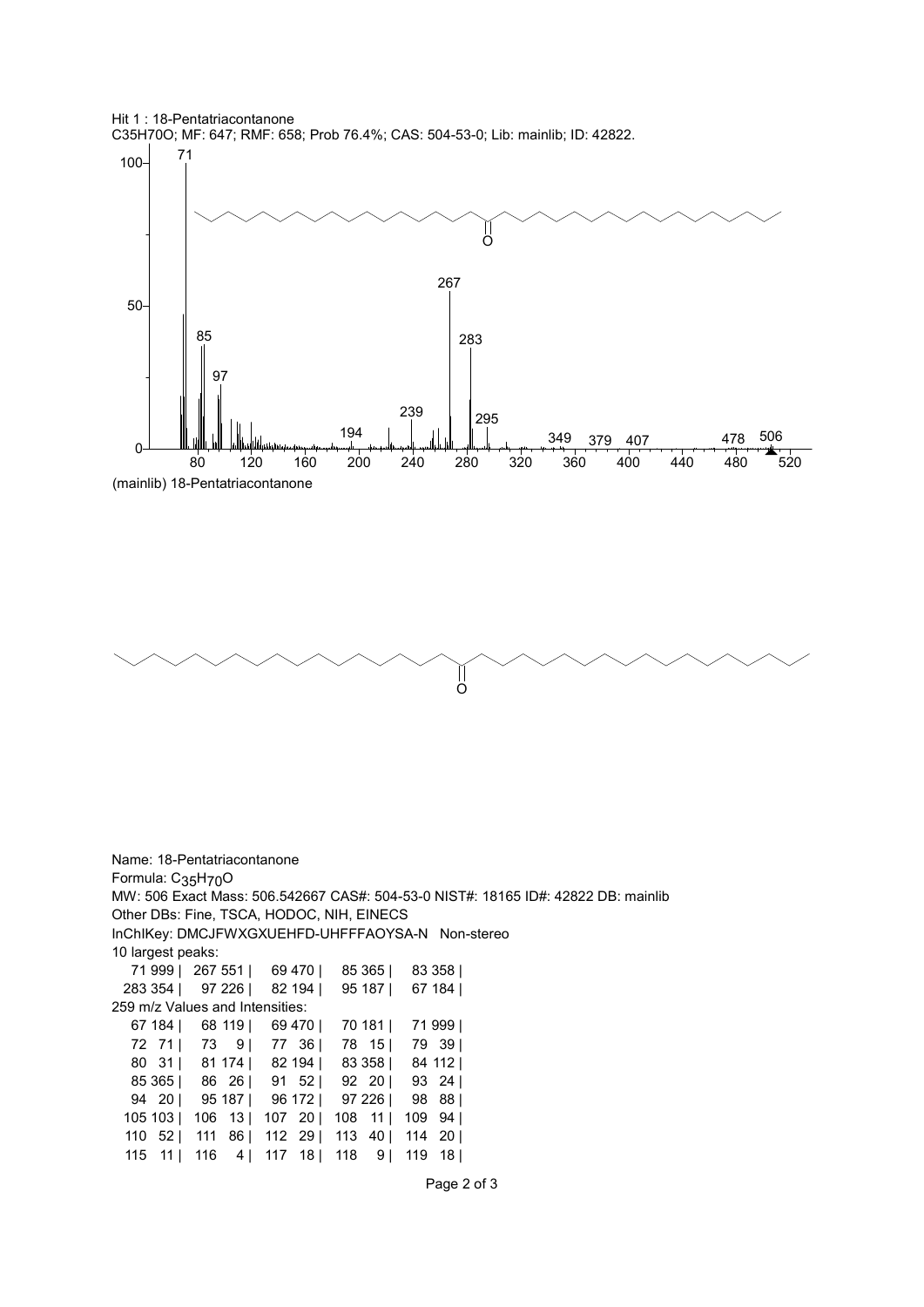Hit 1 : 18-Pentatriacontanone
$C_{35}H_{70}O$; MF: 647; RMF: 658; Prob 76.4%; CAS: 504-53-0; Lib: mainlib; ID: 42822.

(mainlib) 18-Pentatriacontanone

Name: 18-Pentatriacontanone
Formula: $C_{35}H_{70}O$
MW: 506 Exact Mass: 506.542667 CAS#: 504-53-0 NIST#: 18165 ID#: 42822 DB: mainlib
Other DBs: Fine, TSCA, HODOC, NIH, EINECS
InChIKey: DMCJFWXGXUEHFD-UHFFFAOYSA-N Non-stereo

10 largest peaks:

| | | | | |
|---|---|---|---|---|
| 71 999 | 267 551 | 69 470 | 85 365 | 83 358 |
| 283 354 | 97 226 | 82 194 | 95 187 | 67 184 |

259 m/z Values and Intensities:

| | | | | |
|---|---|---|---|---|
| 67 184 | 68 119 | 69 470 | 70 181 | 71 999 |
| 72 71 | 73 9 | 77 36 | 78 15 | 79 39 |
| 80 31 | 81 174 | 82 194 | 83 358 | 84 112 |
| 85 365 | 86 26 | 91 52 | 92 20 | 93 24 |
| 94 20 | 95 187 | 96 172 | 97 226 | 98 88 |
| 105 103 | 106 13 | 107 20 | 108 11 | 109 94 |
| 110 52 | 111 86 | 112 29 | 113 40 | 114 20 |
| 115 11 | 116 4 | 117 18 | 118 9 | 119 18 |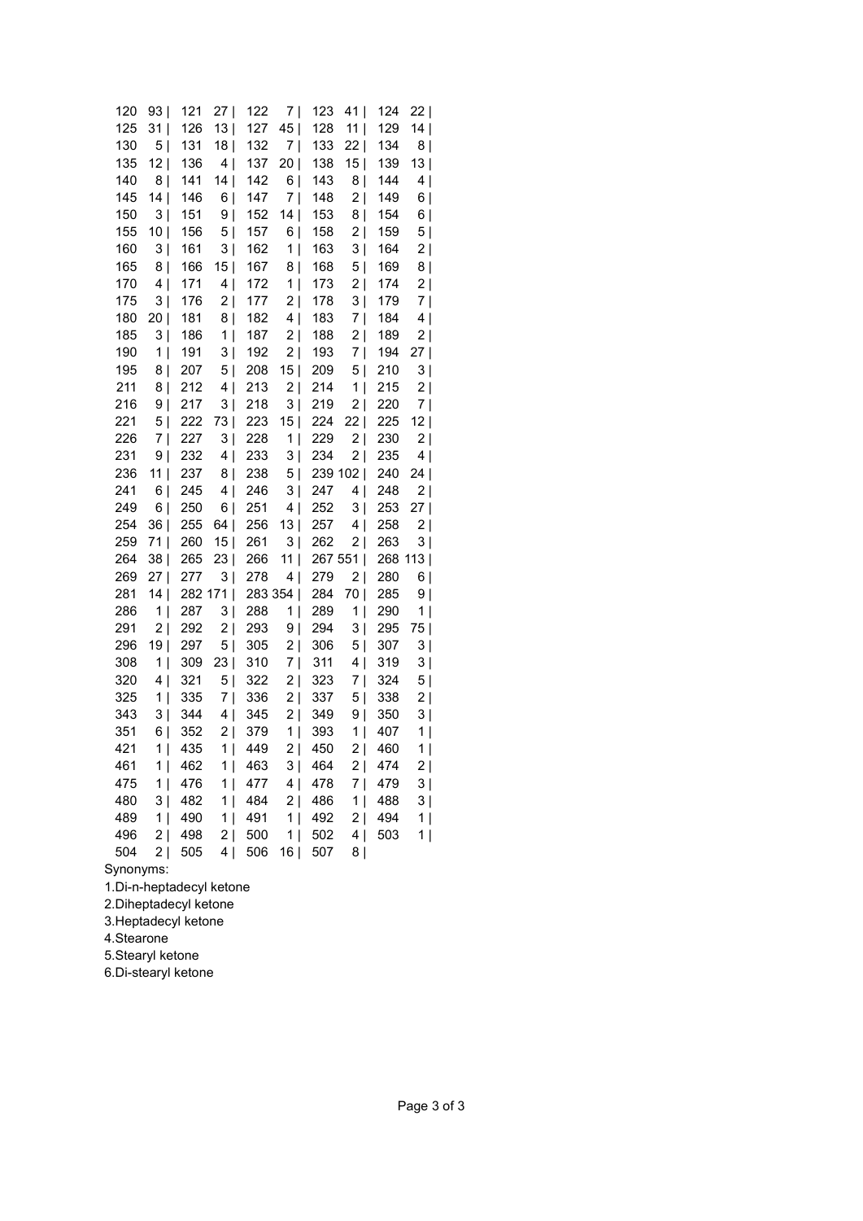| | | | | | | | | | |
|---|---|---|---|---|---|---|---|---|---|
| 120 | 93 | 121 | 27 | 122 | 7 | 123 | 41 | 124 | 22 |
| 125 | 31 | 126 | 13 | 127 | 45 | 128 | 11 | 129 | 14 |
| 130 | 5 | 131 | 18 | 132 | 7 | 133 | 22 | 134 | 8 |
| 135 | 12 | 136 | 4 | 137 | 20 | 138 | 15 | 139 | 13 |
| 140 | 8 | 141 | 14 | 142 | 6 | 143 | 8 | 144 | 4 |
| 145 | 14 | 146 | 6 | 147 | 7 | 148 | 2 | 149 | 6 |
| 150 | 3 | 151 | 9 | 152 | 14 | 153 | 8 | 154 | 6 |
| 155 | 10 | 156 | 5 | 157 | 6 | 158 | 2 | 159 | 5 |
| 160 | 3 | 161 | 3 | 162 | 1 | 163 | 3 | 164 | 2 |
| 165 | 8 | 166 | 15 | 167 | 8 | 168 | 5 | 169 | 8 |
| 170 | 4 | 171 | 4 | 172 | 1 | 173 | 2 | 174 | 2 |
| 175 | 3 | 176 | 2 | 177 | 2 | 178 | 3 | 179 | 7 |
| 180 | 20 | 181 | 8 | 182 | 4 | 183 | 7 | 184 | 4 |
| 185 | 3 | 186 | 1 | 187 | 2 | 188 | 2 | 189 | 2 |
| 190 | 1 | 191 | 3 | 192 | 2 | 193 | 7 | 194 | 27 |
| 195 | 8 | 207 | 5 | 208 | 15 | 209 | 5 | 210 | 3 |
| 211 | 8 | 212 | 4 | 213 | 2 | 214 | 1 | 215 | 2 |
| 216 | 9 | 217 | 3 | 218 | 3 | 219 | 2 | 220 | 7 |
| 221 | 5 | 222 | 73 | 223 | 15 | 224 | 22 | 225 | 12 |
| 226 | 7 | 227 | 3 | 228 | 1 | 229 | 2 | 230 | 2 |
| 231 | 9 | 232 | 4 | 233 | 3 | 234 | 2 | 235 | 4 |
| 236 | 11 | 237 | 8 | 238 | 5 | 239 | 102 | 240 | 24 |
| 241 | 6 | 245 | 4 | 246 | 3 | 247 | 4 | 248 | 2 |
| 249 | 6 | 250 | 6 | 251 | 4 | 252 | 3 | 253 | 27 |
| 254 | 36 | 255 | 64 | 256 | 13 | 257 | 4 | 258 | 2 |
| 259 | 71 | 260 | 15 | 261 | 3 | 262 | 2 | 263 | 3 |
| 264 | 38 | 265 | 23 | 266 | 11 | 267 | 551 | 268 | 113 |
| 269 | 27 | 277 | 3 | 278 | 4 | 279 | 2 | 280 | 6 |
| 281 | 14 | 282 | 171 | 283 | 354 | 284 | 70 | 285 | 9 |
| 286 | 1 | 287 | 3 | 288 | 1 | 289 | 1 | 290 | 1 |
| 291 | 2 | 292 | 2 | 293 | 9 | 294 | 3 | 295 | 75 |
| 296 | 19 | 297 | 5 | 305 | 2 | 306 | 5 | 307 | 3 |
| 308 | 1 | 309 | 23 | 310 | 7 | 311 | 4 | 319 | 3 |
| 320 | 4 | 321 | 5 | 322 | 2 | 323 | 7 | 324 | 5 |
| 325 | 1 | 335 | 7 | 336 | 2 | 337 | 5 | 338 | 2 |
| 343 | 3 | 344 | 4 | 345 | 2 | 349 | 9 | 350 | 3 |
| 351 | 6 | 352 | 2 | 379 | 1 | 393 | 1 | 407 | 1 |
| 421 | 1 | 435 | 1 | 449 | 2 | 450 | 2 | 460 | 1 |
| 461 | 1 | 462 | 1 | 463 | 3 | 464 | 2 | 474 | 2 |
| 475 | 1 | 476 | 1 | 477 | 4 | 478 | 7 | 479 | 3 |
| 480 | 3 | 482 | 1 | 484 | 2 | 486 | 1 | 488 | 3 |
| 489 | 1 | 490 | 1 | 491 | 1 | 492 | 2 | 494 | 1 |
| 496 | 2 | 498 | 2 | 500 | 1 | 502 | 4 | 503 | 1 |
| 504 | 2 | 505 | 4 | 506 | 16 | 507 | 8 | | |

Synonyms:

1.Di-n-heptadecyl ketone
2.Diheptadecyl ketone
3.Heptadecyl ketone
4.Stearone
5.Stearyl ketone
6.Di-stearyl ketone